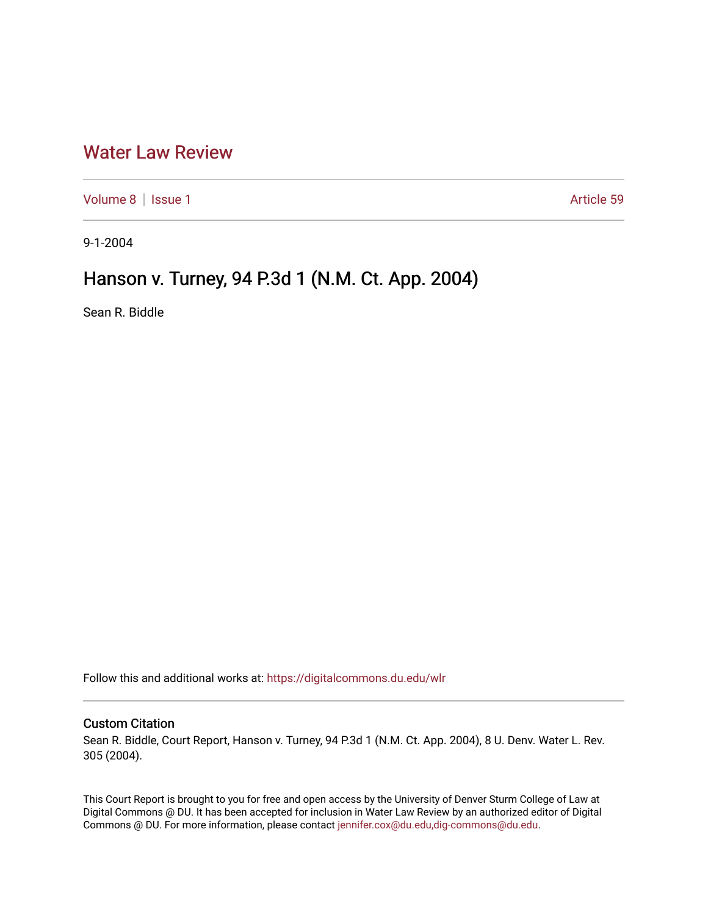# Water Law Review

Volume 8 | Issue 1 Article 59

9-1-2004

## Hanson v. Turney, 94 P.3d 1 (N.M. Ct. App. 2004)

Sean R. Biddle

Follow this and additional works at: https://digitalcommons.du.edu/wlr

### Custom Citation

Sean R. Biddle, Court Report, Hanson v. Turney, 94 P.3d 1 (N.M. Ct. App. 2004), 8 U. Denv. Water L. Rev. 305 (2004).

This Court Report is brought to you for free and open access by the University of Denver Sturm College of Law at Digital Commons @ DU. It has been accepted for inclusion in Water Law Review by an authorized editor of Digital Commons @ DU. For more information, please contact jennifer.cox@du.edu,dig-commons@du.edu.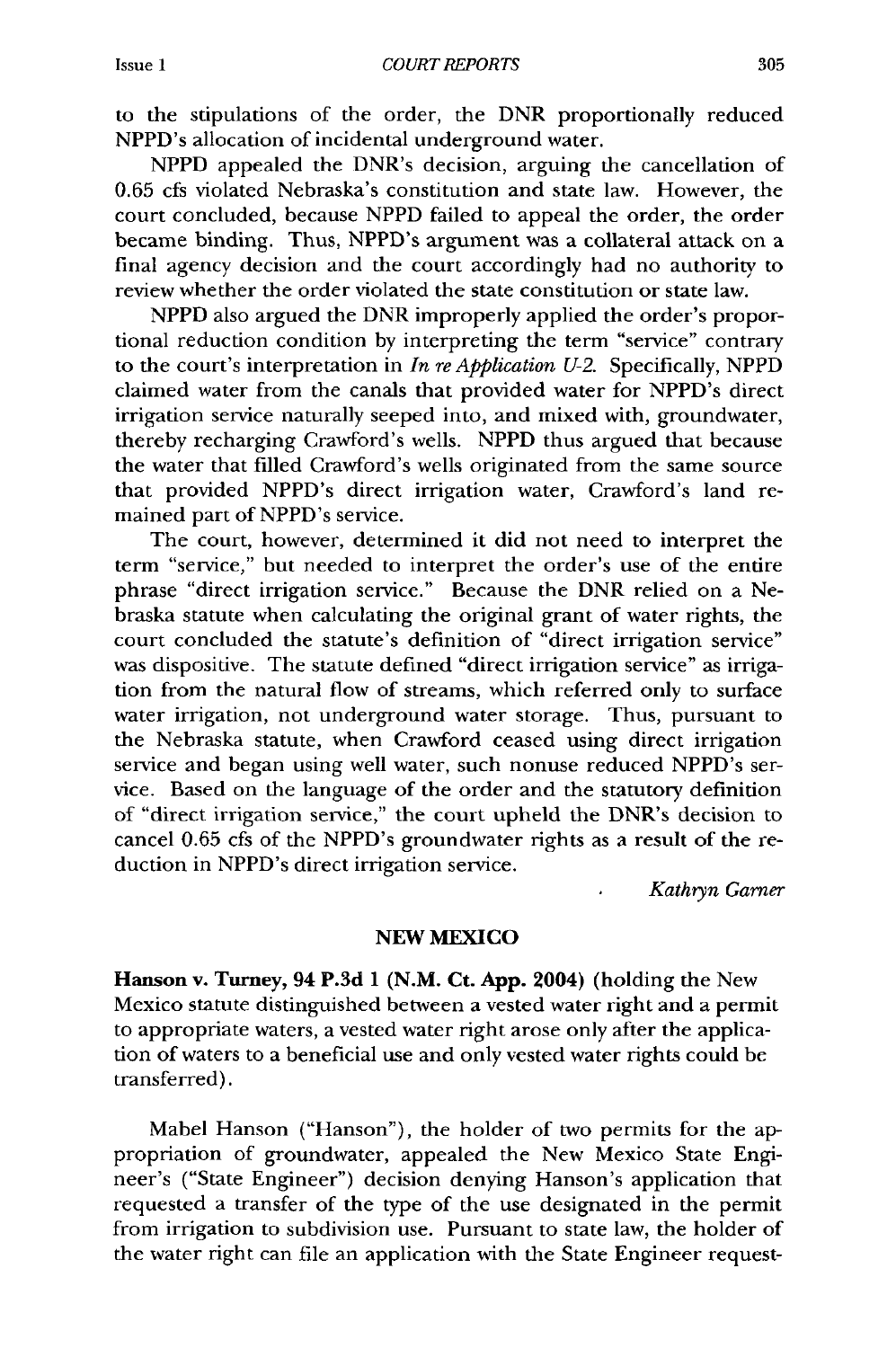to the stipulations of the order, the DNR proportionally reduced NPPD's allocation of incidental underground water.

NPPD appealed the DNR's decision, arguing the cancellation of 0.65 cfs violated Nebraska's constitution and state law. However, the court concluded, because NPPD failed to appeal the order, the order became binding. Thus, NPPD's argument was a collateral attack on a final agency decision and the court accordingly had no authority to review whether the order violated the state constitution or state law.

NPPD also argued the DNR improperly applied the order's proportional reduction condition by interpreting the term "service" contrary to the court's interpretation in *In re Application U-2*. Specifically, NPPD claimed water from the canals that provided water for NPPD's direct irrigation service naturally seeped into, and mixed with, groundwater, thereby recharging Crawford's wells. NPPD thus argued that because the water that filled Crawford's wells originated from the same source that provided NPPD's direct irrigation water, Crawford's land remained part of NPPD's service.

The court, however, determined it did not need to interpret the term "service," but needed to interpret the order's use of the entire phrase "direct irrigation service." Because the DNR relied on a Nebraska statute when calculating the original grant of water rights, the court concluded the statute's definition of "direct irrigation service" was dispositive. The statute defined "direct irrigation service" as irrigation from the natural flow of streams, which referred only to surface water irrigation, not underground water storage. Thus, pursuant to the Nebraska statute, when Crawford ceased using direct irrigation service and began using well water, such nonuse reduced NPPD's service. Based on the language of the order and the statutory definition of "direct irrigation service," the court upheld the DNR's decision to cancel 0.65 cfs of the NPPD's groundwater rights as a result of the reduction in NPPD's direct irrigation service.

*Kathryn Garner*

## NEW MEXICO

**Hanson v. Turney, 94 P.3d 1 (N.M. Ct. App. 2004)** (holding the New Mexico statute distinguished between a vested water right and a permit to appropriate waters, a vested water right arose only after the application of waters to a beneficial use and only vested water rights could be transferred).

Mabel Hanson ("Hanson"), the holder of two permits for the appropriation of groundwater, appealed the New Mexico State Engineer's ("State Engineer") decision denying Hanson's application that requested a transfer of the type of the use designated in the permit from irrigation to subdivision use. Pursuant to state law, the holder of the water right can file an application with the State Engineer request-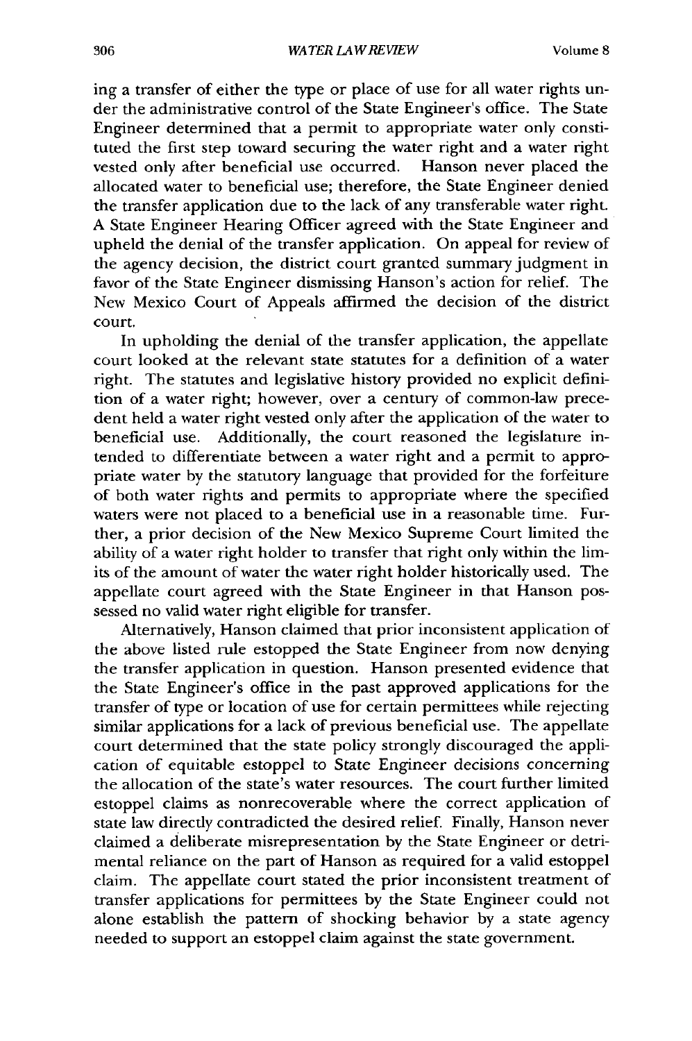ing a transfer of either the type or place of use for all water rights under the administrative control of the State Engineer's office. The State Engineer determined that a permit to appropriate water only constituted the first step toward securing the water right and a water right vested only after beneficial use occurred. Hanson never placed the allocated water to beneficial use; therefore, the State Engineer denied the transfer application due to the lack of any transferable water right. A State Engineer Hearing Officer agreed with the State Engineer and upheld the denial of the transfer application. On appeal for review of the agency decision, the district court granted summary judgment in favor of the State Engineer dismissing Hanson's action for relief. The New Mexico Court of Appeals affirmed the decision of the district court.

In upholding the denial of the transfer application, the appellate court looked at the relevant state statutes for a definition of a water right. The statutes and legislative history provided no explicit definition of a water right; however, over a century of common-law precedent held a water right vested only after the application of the water to beneficial use. Additionally, the court reasoned the legislature intended to differentiate between a water right and a permit to appropriate water by the statutory language that provided for the forfeiture of both water rights and permits to appropriate where the specified waters were not placed to a beneficial use in a reasonable time. Further, a prior decision of the New Mexico Supreme Court limited the ability of a water right holder to transfer that right only within the limits of the amount of water the water right holder historically used. The appellate court agreed with the State Engineer in that Hanson possessed no valid water right eligible for transfer.

Alternatively, Hanson claimed that prior inconsistent application of the above listed rule estopped the State Engineer from now denying the transfer application in question. Hanson presented evidence that the State Engineer's office in the past approved applications for the transfer of type or location of use for certain permittees while rejecting similar applications for a lack of previous beneficial use. The appellate court determined that the state policy strongly discouraged the application of equitable estoppel to State Engineer decisions concerning the allocation of the state's water resources. The court further limited estoppel claims as nonrecoverable where the correct application of state law directly contradicted the desired relief. Finally, Hanson never claimed a deliberate misrepresentation by the State Engineer or detrimental reliance on the part of Hanson as required for a valid estoppel claim. The appellate court stated the prior inconsistent treatment of transfer applications for permittees by the State Engineer could not alone establish the pattern of shocking behavior by a state agency needed to support an estoppel claim against the state government.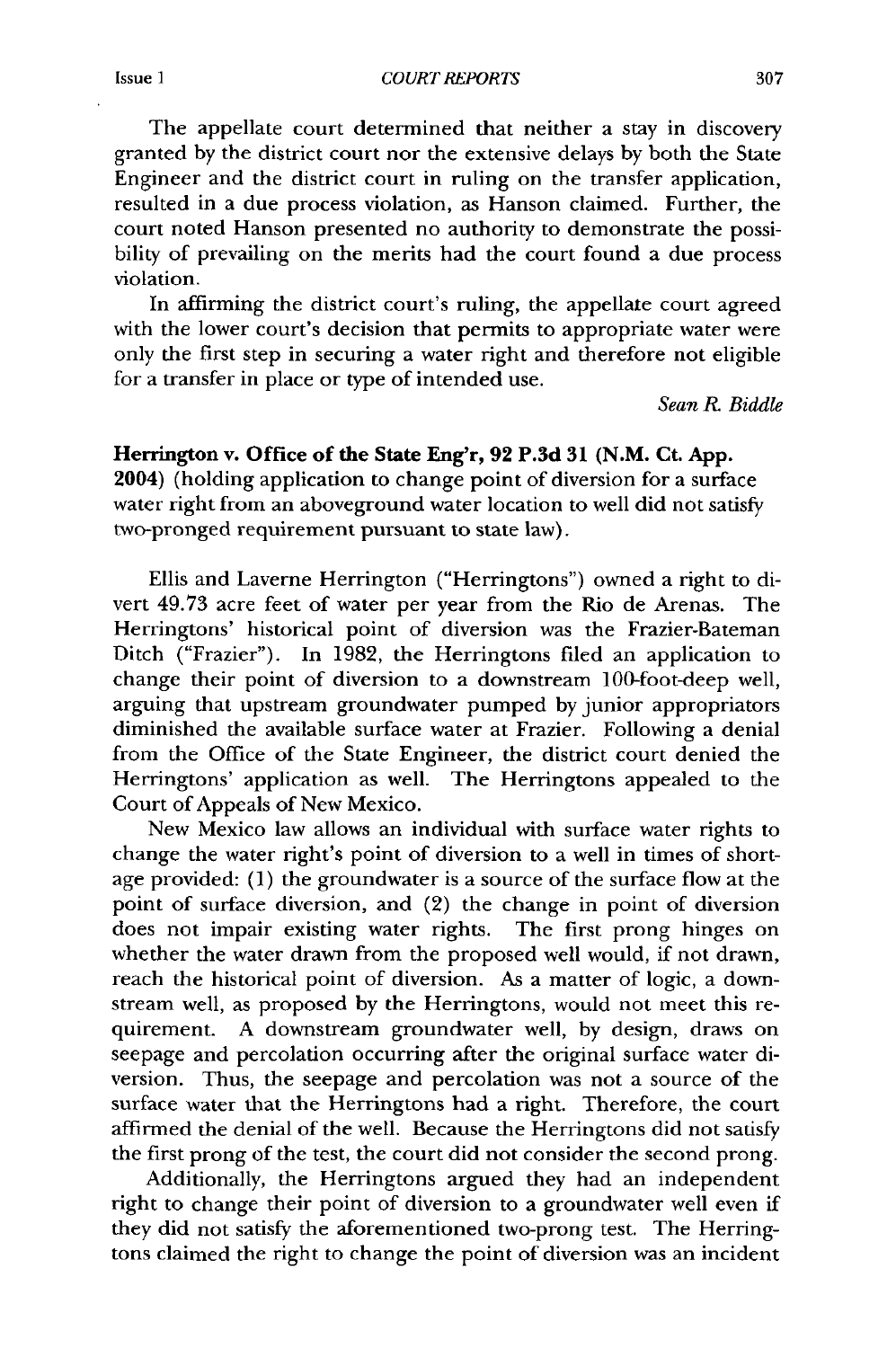The appellate court determined that neither a stay in discovery granted by the district court nor the extensive delays by both the State Engineer and the district court in ruling on the transfer application, resulted in a due process violation, as Hanson claimed. Further, the court noted Hanson presented no authority to demonstrate the possibility of prevailing on the merits had the court found a due process violation.

In affirming the district court's ruling, the appellate court agreed with the lower court's decision that permits to appropriate water were only the first step in securing a water right and therefore not eligible for a transfer in place or type of intended use.

*Sean R. Biddle*

**Herrington v. Office of the State Eng'r, 92 P.3d 31 (N.M. Ct. App. 2004)** (holding application to change point of diversion for a surface water right from an aboveground water location to well did not satisfy two-pronged requirement pursuant to state law).

Ellis and Laverne Herrington ("Herringtons") owned a right to divert 49.73 acre feet of water per year from the Rio de Arenas. The Herringtons' historical point of diversion was the Frazier-Bateman Ditch ("Frazier"). In 1982, the Herringtons filed an application to change their point of diversion to a downstream 100-foot-deep well, arguing that upstream groundwater pumped by junior appropriators diminished the available surface water at Frazier. Following a denial from the Office of the State Engineer, the district court denied the Herringtons' application as well. The Herringtons appealed to the Court of Appeals of New Mexico.

New Mexico law allows an individual with surface water rights to change the water right's point of diversion to a well in times of shortage provided: (1) the groundwater is a source of the surface flow at the point of surface diversion, and (2) the change in point of diversion does not impair existing water rights. The first prong hinges on whether the water drawn from the proposed well would, if not drawn, reach the historical point of diversion. As a matter of logic, a downstream well, as proposed by the Herringtons, would not meet this requirement. A downstream groundwater well, by design, draws on seepage and percolation occurring after the original surface water diversion. Thus, the seepage and percolation was not a source of the surface water that the Herringtons had a right. Therefore, the court affirmed the denial of the well. Because the Herringtons did not satisfy the first prong of the test, the court did not consider the second prong.

Additionally, the Herringtons argued they had an independent right to change their point of diversion to a groundwater well even if they did not satisfy the aforementioned two-prong test. The Herringtons claimed the right to change the point of diversion was an incident